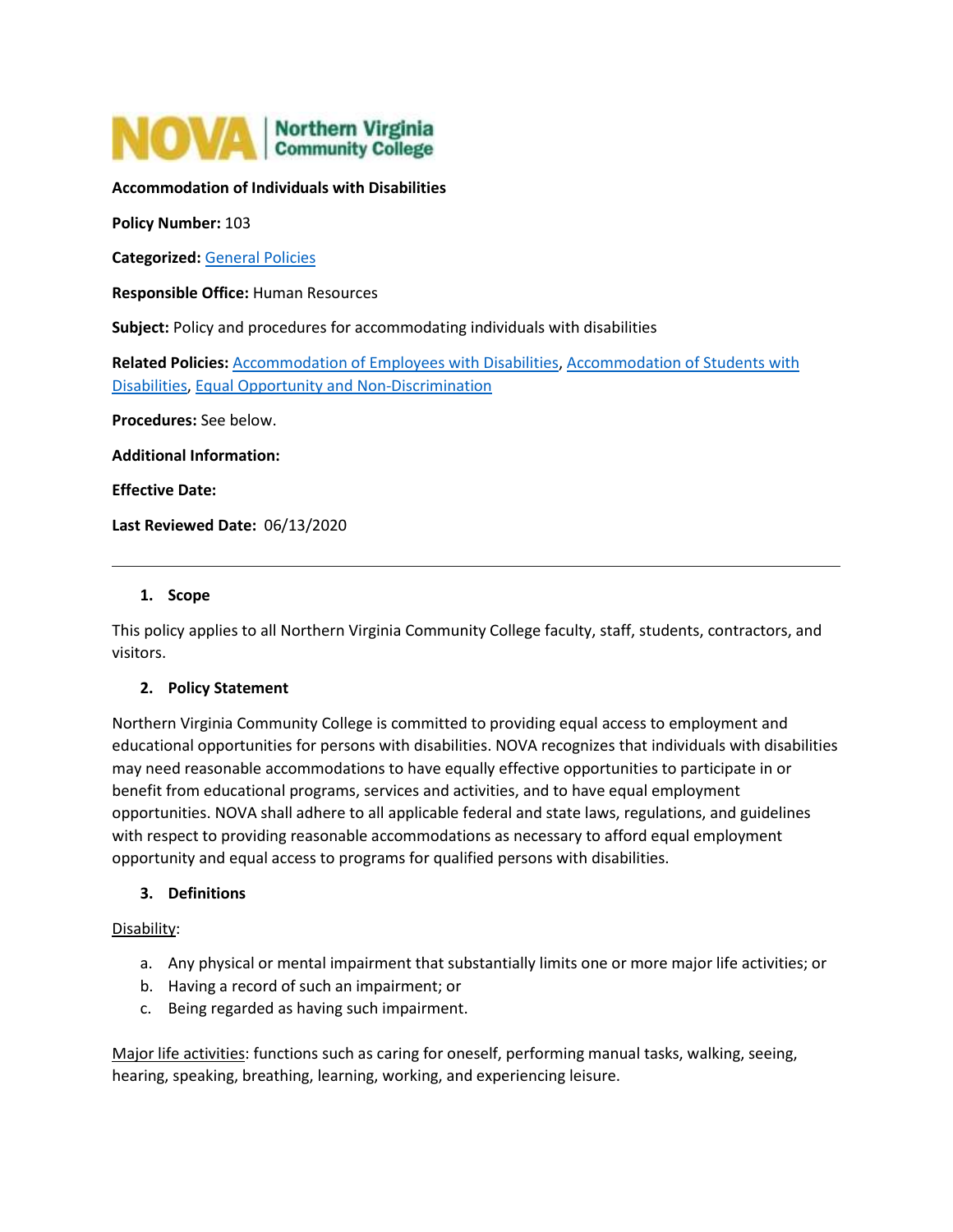NOVA | Northern Virginia Community College

**Accommodation of Individuals with Disabilities**

**Policy Number:** 103

**Categorized:** General Policies

**Responsible Office:** Human Resources

**Subject:** Policy and procedures for accommodating individuals with disabilities

**Related Policies:** Accommodation of Employees with Disabilities, Accommodation of Students with Disabilities, Equal Opportunity and Non-Discrimination

**Procedures:** See below.

**Additional Information:**

**Effective Date:**

**Last Reviewed Date:** 06/13/2020

---

## 1. Scope

This policy applies to all Northern Virginia Community College faculty, staff, students, contractors, and visitors.

## 2. Policy Statement

Northern Virginia Community College is committed to providing equal access to employment and educational opportunities for persons with disabilities. NOVA recognizes that individuals with disabilities may need reasonable accommodations to have equally effective opportunities to participate in or benefit from educational programs, services and activities, and to have equal employment opportunities. NOVA shall adhere to all applicable federal and state laws, regulations, and guidelines with respect to providing reasonable accommodations as necessary to afford equal employment opportunity and equal access to programs for qualified persons with disabilities.

## 3. Definitions

Disability:

a. Any physical or mental impairment that substantially limits one or more major life activities; or
b. Having a record of such an impairment; or
c. Being regarded as having such impairment.

Major life activities: functions such as caring for oneself, performing manual tasks, walking, seeing, hearing, speaking, breathing, learning, working, and experiencing leisure.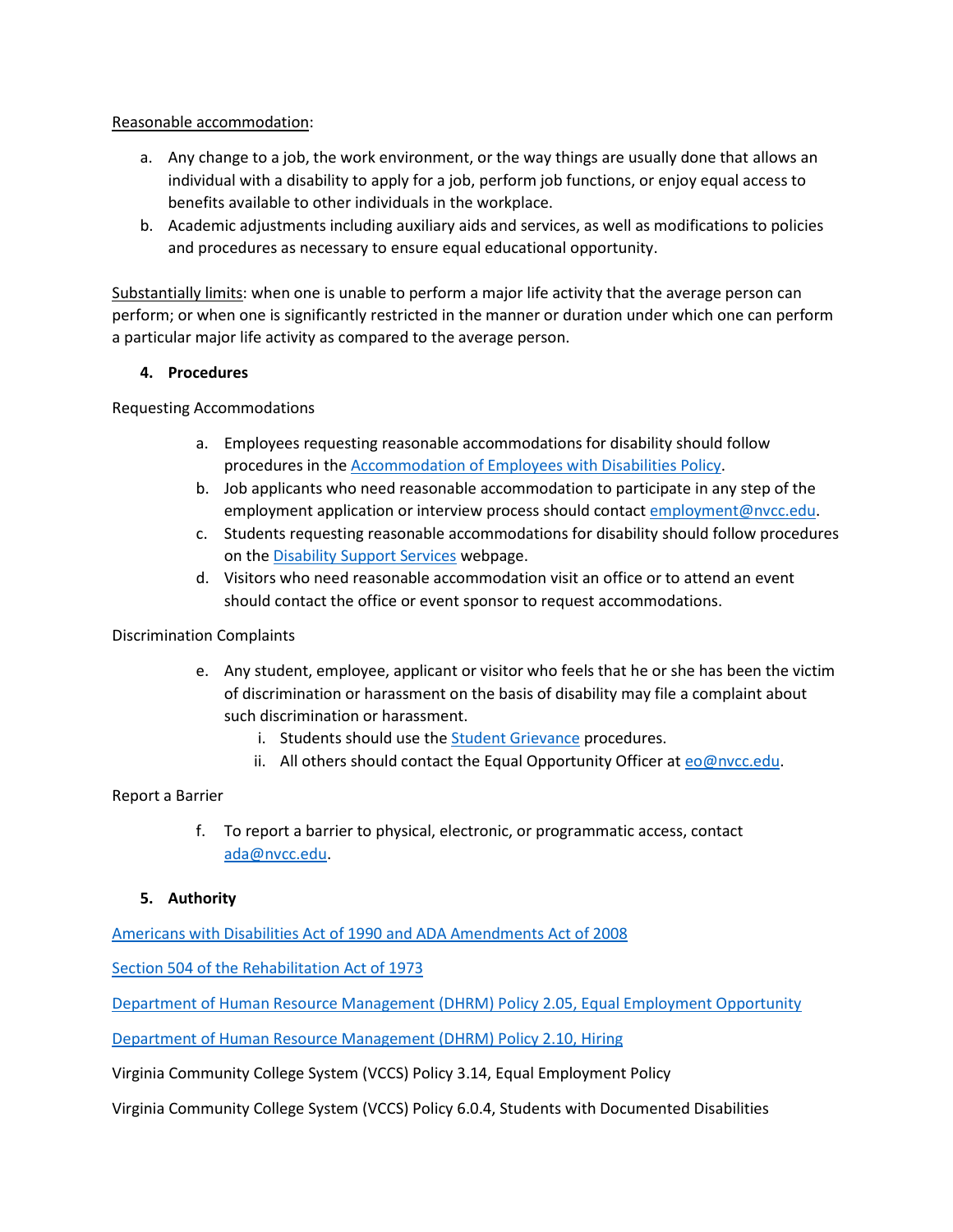<u>Reasonable accommodation</u>:

a. Any change to a job, the work environment, or the way things are usually done that allows an individual with a disability to apply for a job, perform job functions, or enjoy equal access to benefits available to other individuals in the workplace.
b. Academic adjustments including auxiliary aids and services, as well as modifications to policies and procedures as necessary to ensure equal educational opportunity.

<u>Substantially limits</u>: when one is unable to perform a major life activity that the average person can perform; or when one is significantly restricted in the manner or duration under which one can perform a particular major life activity as compared to the average person.

## 4. Procedures

Requesting Accommodations

a. Employees requesting reasonable accommodations for disability should follow procedures in the [Accommodation of Employees with Disabilities Policy](#).
b. Job applicants who need reasonable accommodation to participate in any step of the employment application or interview process should contact [employment@nvcc.edu](mailto:employment@nvcc.edu).
c. Students requesting reasonable accommodations for disability should follow procedures on the [Disability Support Services](#) webpage.
d. Visitors who need reasonable accommodation visit an office or to attend an event should contact the office or event sponsor to request accommodations.

Discrimination Complaints

e. Any student, employee, applicant or visitor who feels that he or she has been the victim of discrimination or harassment on the basis of disability may file a complaint about such discrimination or harassment.
    i. Students should use the [Student Grievance](#) procedures.
    ii. All others should contact the Equal Opportunity Officer at [eo@nvcc.edu](mailto:eo@nvcc.edu).

Report a Barrier

f. To report a barrier to physical, electronic, or programmatic access, contact [ada@nvcc.edu](mailto:ada@nvcc.edu).

## 5. Authority

[Americans with Disabilities Act of 1990 and ADA Amendments Act of 2008](#)

[Section 504 of the Rehabilitation Act of 1973](#)

[Department of Human Resource Management (DHRM) Policy 2.05, Equal Employment Opportunity](#)

[Department of Human Resource Management (DHRM) Policy 2.10, Hiring](#)

Virginia Community College System (VCCS) Policy 3.14, Equal Employment Policy

Virginia Community College System (VCCS) Policy 6.0.4, Students with Documented Disabilities